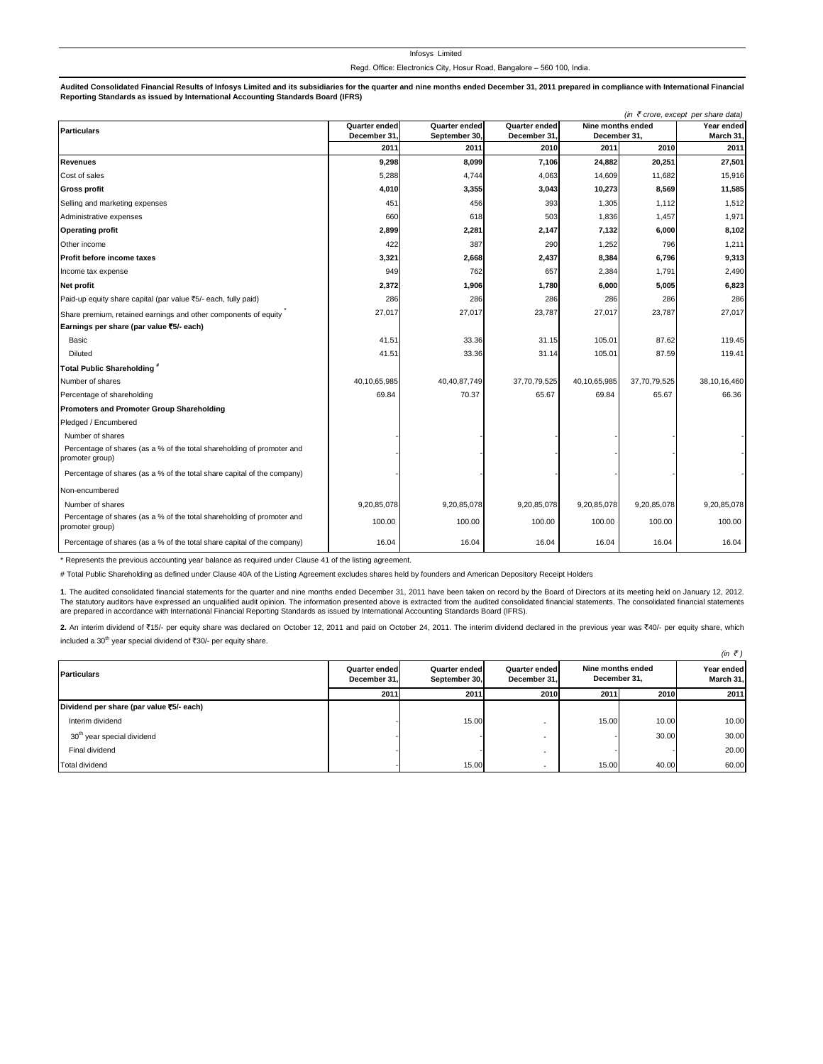Infosys Limited

Regd. Office: Electronics City, Hosur Road, Bangalore – 560 100, India.

**Audited Consolidated Financial Results of Infosys Limited and its subsidiaries for the quarter and nine months ended December 31, 2011 prepared in compliance with International Financial Reporting Standards as issued by International Accounting Standards Board (IFRS)**

*(in ₹ crore, except per share data)*

| Particulars | Quarter ended December 31, | Quarter ended September 30, | Quarter ended December 31, | Nine months ended December 31, | | Year ended March 31, |
|---|---|---|---|---|---|---|
| | 2011 | 2011 | 2010 | 2011 | 2010 | 2011 |
| **Revenues** | **9,298** | **8,099** | **7,106** | **24,882** | **20,251** | **27,501** |
| Cost of sales | 5,288 | 4,744 | 4,063 | 14,609 | 11,682 | 15,916 |
| **Gross profit** | **4,010** | **3,355** | **3,043** | **10,273** | **8,569** | **11,585** |
| Selling and marketing expenses | 451 | 456 | 393 | 1,305 | 1,112 | 1,512 |
| Administrative expenses | 660 | 618 | 503 | 1,836 | 1,457 | 1,971 |
| **Operating profit** | **2,899** | **2,281** | **2,147** | **7,132** | **6,000** | **8,102** |
| Other income | 422 | 387 | 290 | 1,252 | 796 | 1,211 |
| **Profit before income taxes** | **3,321** | **2,668** | **2,437** | **8,384** | **6,796** | **9,313** |
| Income tax expense | 949 | 762 | 657 | 2,384 | 1,791 | 2,490 |
| **Net profit** | **2,372** | **1,906** | **1,780** | **6,000** | **5,005** | **6,823** |
| Paid-up equity share capital (par value ₹5/- each, fully paid) | 286 | 286 | 286 | 286 | 286 | 286 |
| Share premium, retained earnings and other components of equity * | 27,017 | 27,017 | 23,787 | 27,017 | 23,787 | 27,017 |
| **Earnings per share (par value ₹5/- each)** | | | | | | |
| Basic | 41.51 | 33.36 | 31.15 | 105.01 | 87.62 | 119.45 |
| Diluted | 41.51 | 33.36 | 31.14 | 105.01 | 87.59 | 119.41 |
| **Total Public Shareholding #** | | | | | | |
| Number of shares | 40,10,65,985 | 40,40,87,749 | 37,70,79,525 | 40,10,65,985 | 37,70,79,525 | 38,10,16,460 |
| Percentage of shareholding | 69.84 | 70.37 | 65.67 | 69.84 | 65.67 | 66.36 |
| **Promoters and Promoter Group Shareholding** | | | | | | |
| Pledged / Encumbered | | | | | | |
| Number of shares | - | - | - | - | - | - |
| Percentage of shares (as a % of the total shareholding of promoter and promoter group) | - | - | - | - | - | - |
| Percentage of shares (as a % of the total share capital of the company) | - | - | - | - | - | - |
| Non-encumbered | | | | | | |
| Number of shares | 9,20,85,078 | 9,20,85,078 | 9,20,85,078 | 9,20,85,078 | 9,20,85,078 | 9,20,85,078 |
| Percentage of shares (as a % of the total shareholding of promoter and promoter group) | 100.00 | 100.00 | 100.00 | 100.00 | 100.00 | 100.00 |
| Percentage of shares (as a % of the total share capital of the company) | 16.04 | 16.04 | 16.04 | 16.04 | 16.04 | 16.04 |

\* Represents the previous accounting year balance as required under Clause 41 of the listing agreement.

# Total Public Shareholding as defined under Clause 40A of the Listing Agreement excludes shares held by founders and American Depository Receipt Holders

**1**. The audited consolidated financial statements for the quarter and nine months ended December 31, 2011 have been taken on record by the Board of Directors at its meeting held on January 12, 2012. The statutory auditors have expressed an unqualified audit opinion. The information presented above is extracted from the audited consolidated financial statements. The consolidated financial statements are prepared in accordance with International Financial Reporting Standards as issued by International Accounting Standards Board (IFRS).

**2.** An interim dividend of ₹15/- per equity share was declared on October 12, 2011 and paid on October 24, 2011. The interim dividend declared in the previous year was ₹40/- per equity share, which included a 30th year special dividend of ₹30/- per equity share.

*(in ₹ )*

| Particulars | Quarter ended December 31, | Quarter ended September 30, | Quarter ended December 31, | Nine months ended December 31, | | Year ended March 31, |
|---|---|---|---|---|---|---|
| | 2011 | 2011 | 2010 | 2011 | 2010 | 2011 |
| **Dividend per share (par value ₹5/- each)** | | | | | | |
| Interim dividend | - | 15.00 | - | 15.00 | 10.00 | 10.00 |
| 30th year special dividend | - | - | - | - | 30.00 | 30.00 |
| Final dividend | - | - | - | - | - | 20.00 |
| Total dividend | - | 15.00 | - | 15.00 | 40.00 | 60.00 |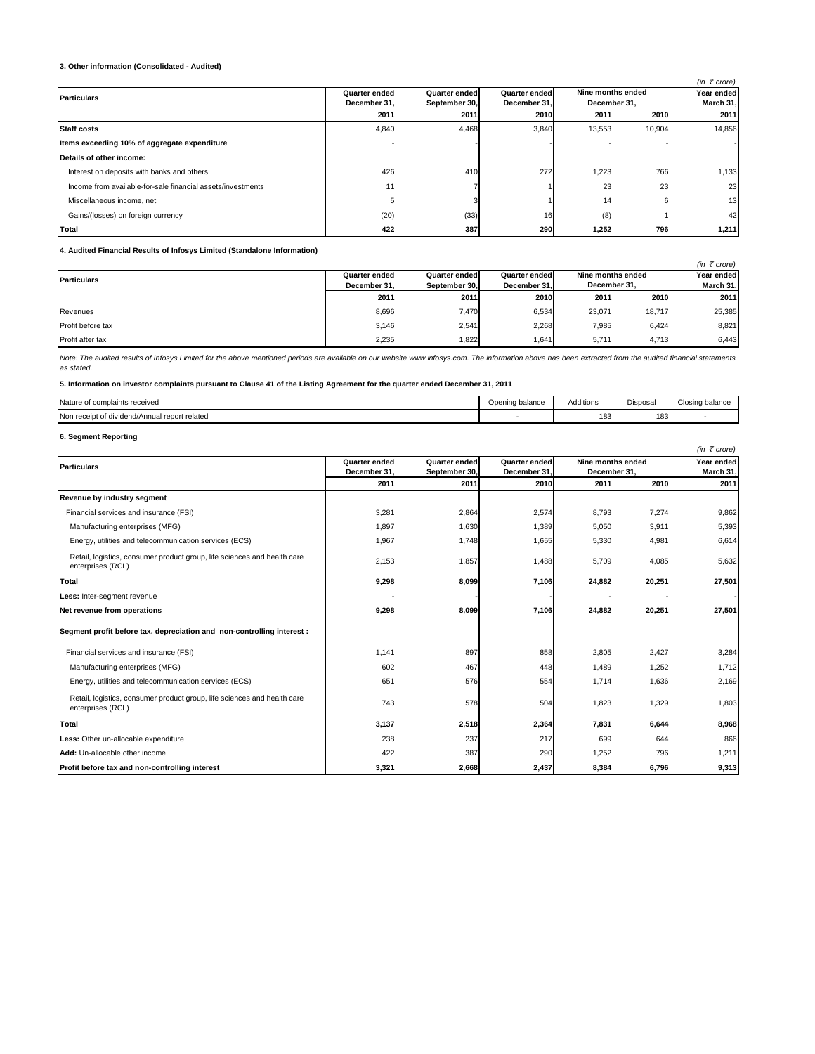**3. Other information (Consolidated - Audited)**

*(in ₹ crore)*

| Particulars | Quarter ended December 31, | Quarter ended September 30, | Quarter ended December 31, | Nine months ended December 31, | | Year ended March 31, |
|---|---|---|---|---|---|---|
| | 2011 | 2011 | 2010 | 2011 | 2010 | 2011 |
| **Staff costs** | 4,840 | 4,468 | 3,840 | 13,553 | 10,904 | 14,856 |
| **Items exceeding 10% of aggregate expenditure** | - | - | - | - | - | - |
| **Details of other income:** | | | | | | |
| Interest on deposits with banks and others | 426 | 410 | 272 | 1,223 | 766 | 1,133 |
| Income from available-for-sale financial assets/investments | 11 | 7 | 1 | 23 | 23 | 23 |
| Miscellaneous income, net | 5 | 3 | 1 | 14 | 6 | 13 |
| Gains/(losses) on foreign currency | (20) | (33) | 16 | (8) | 1 | 42 |
| **Total** | **422** | **387** | **290** | **1,252** | **796** | **1,211** |

**4. Audited Financial Results of Infosys Limited (Standalone Information)**

*(in ₹ crore)*

| Particulars | Quarter ended December 31, | Quarter ended September 30, | Quarter ended December 31, | Nine months ended December 31, | | Year ended March 31, |
|---|---|---|---|---|---|---|
| | 2011 | 2011 | 2010 | 2011 | 2010 | 2011 |
| Revenues | 8,696 | 7,470 | 6,534 | 23,071 | 18,717 | 25,385 |
| Profit before tax | 3,146 | 2,541 | 2,268 | 7,985 | 6,424 | 8,821 |
| Profit after tax | 2,235 | 1,822 | 1,641 | 5,711 | 4,713 | 6,443 |

*Note: The audited results of Infosys Limited for the above mentioned periods are available on our website www.infosys.com. The information above has been extracted from the audited financial statements as stated.*

**5. Information on investor complaints pursuant to Clause 41 of the Listing Agreement for the quarter ended December 31, 2011**

| Nature of complaints received | Opening balance | Additions | Disposal | Closing balance |
|---|---|---|---|---|
| Non receipt of dividend/Annual report related | - | 183 | 183 | - |

**6. Segment Reporting**

*(in ₹ crore)*

| Particulars | Quarter ended December 31, | Quarter ended September 30, | Quarter ended December 31, | Nine months ended December 31, | | Year ended March 31, |
|---|---|---|---|---|---|---|
| | 2011 | 2011 | 2010 | 2011 | 2010 | 2011 |
| **Revenue by industry segment** | | | | | | |
| Financial services and insurance (FSI) | 3,281 | 2,864 | 2,574 | 8,793 | 7,274 | 9,862 |
| Manufacturing enterprises (MFG) | 1,897 | 1,630 | 1,389 | 5,050 | 3,911 | 5,393 |
| Energy, utilities and telecommunication services (ECS) | 1,967 | 1,748 | 1,655 | 5,330 | 4,981 | 6,614 |
| Retail, logistics, consumer product group, life sciences and health care enterprises (RCL) | 2,153 | 1,857 | 1,488 | 5,709 | 4,085 | 5,632 |
| **Total** | **9,298** | **8,099** | **7,106** | **24,882** | **20,251** | **27,501** |
| **Less:** Inter-segment revenue | - | - | - | - | - | - |
| **Net revenue from operations** | **9,298** | **8,099** | **7,106** | **24,882** | **20,251** | **27,501** |
| **Segment profit before tax, depreciation and non-controlling interest :** | | | | | | |
| Financial services and insurance (FSI) | 1,141 | 897 | 858 | 2,805 | 2,427 | 3,284 |
| Manufacturing enterprises (MFG) | 602 | 467 | 448 | 1,489 | 1,252 | 1,712 |
| Energy, utilities and telecommunication services (ECS) | 651 | 576 | 554 | 1,714 | 1,636 | 2,169 |
| Retail, logistics, consumer product group, life sciences and health care enterprises (RCL) | 743 | 578 | 504 | 1,823 | 1,329 | 1,803 |
| **Total** | **3,137** | **2,518** | **2,364** | **7,831** | **6,644** | **8,968** |
| **Less:** Other un-allocable expenditure | 238 | 237 | 217 | 699 | 644 | 866 |
| **Add:** Un-allocable other income | 422 | 387 | 290 | 1,252 | 796 | 1,211 |
| **Profit before tax and non-controlling interest** | **3,321** | **2,668** | **2,437** | **8,384** | **6,796** | **9,313** |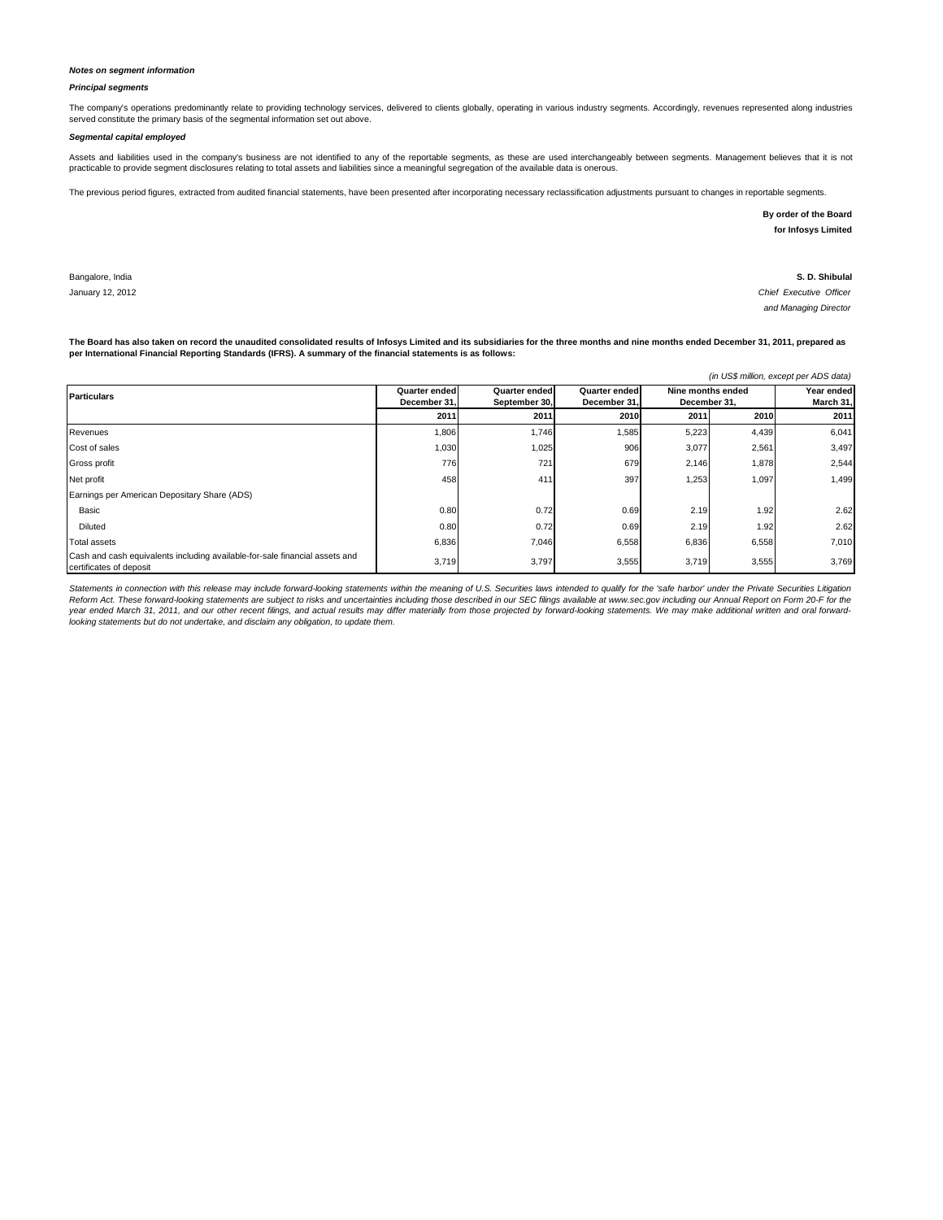***Notes on segment information***

***Principal segments***

The company's operations predominantly relate to providing technology services, delivered to clients globally, operating in various industry segments. Accordingly, revenues represented along industries served constitute the primary basis of the segmental information set out above.

***Segmental capital employed***

Assets and liabilities used in the company's business are not identified to any of the reportable segments, as these are used interchangeably between segments. Management believes that it is not practicable to provide segment disclosures relating to total assets and liabilities since a meaningful segregation of the available data is onerous.

The previous period figures, extracted from audited financial statements, have been presented after incorporating necessary reclassification adjustments pursuant to changes in reportable segments.

**By order of the Board**

**for Infosys Limited**

Bangalore, India
January 12, 2012

**S. D. Shibulal**
*Chief Executive Officer*
*and Managing Director*

**The Board has also taken on record the unaudited consolidated results of Infosys Limited and its subsidiaries for the three months and nine months ended December 31, 2011, prepared as per International Financial Reporting Standards (IFRS). A summary of the financial statements is as follows:**

*(in US$ million, except per ADS data)*

| Particulars | Quarter ended December 31, | Quarter ended September 30, | Quarter ended December 31, | Nine months ended December 31, | | Year ended March 31, |
|---|---|---|---|---|---|---|
| | 2011 | 2011 | 2010 | 2011 | 2010 | 2011 |
| Revenues | 1,806 | 1,746 | 1,585 | 5,223 | 4,439 | 6,041 |
| Cost of sales | 1,030 | 1,025 | 906 | 3,077 | 2,561 | 3,497 |
| Gross profit | 776 | 721 | 679 | 2,146 | 1,878 | 2,544 |
| Net profit | 458 | 411 | 397 | 1,253 | 1,097 | 1,499 |
| Earnings per American Depositary Share (ADS) | | | | | | |
| Basic | 0.80 | 0.72 | 0.69 | 2.19 | 1.92 | 2.62 |
| Diluted | 0.80 | 0.72 | 0.69 | 2.19 | 1.92 | 2.62 |
| Total assets | 6,836 | 7,046 | 6,558 | 6,836 | 6,558 | 7,010 |
| Cash and cash equivalents including available-for-sale financial assets and certificates of deposit | 3,719 | 3,797 | 3,555 | 3,719 | 3,555 | 3,769 |

*Statements in connection with this release may include forward-looking statements within the meaning of U.S. Securities laws intended to qualify for the 'safe harbor' under the Private Securities Litigation Reform Act. These forward-looking statements are subject to risks and uncertainties including those described in our SEC filings available at www.sec.gov including our Annual Report on Form 20-F for the year ended March 31, 2011, and our other recent filings, and actual results may differ materially from those projected by forward-looking statements. We may make additional written and oral forward-looking statements but do not undertake, and disclaim any obligation, to update them.*